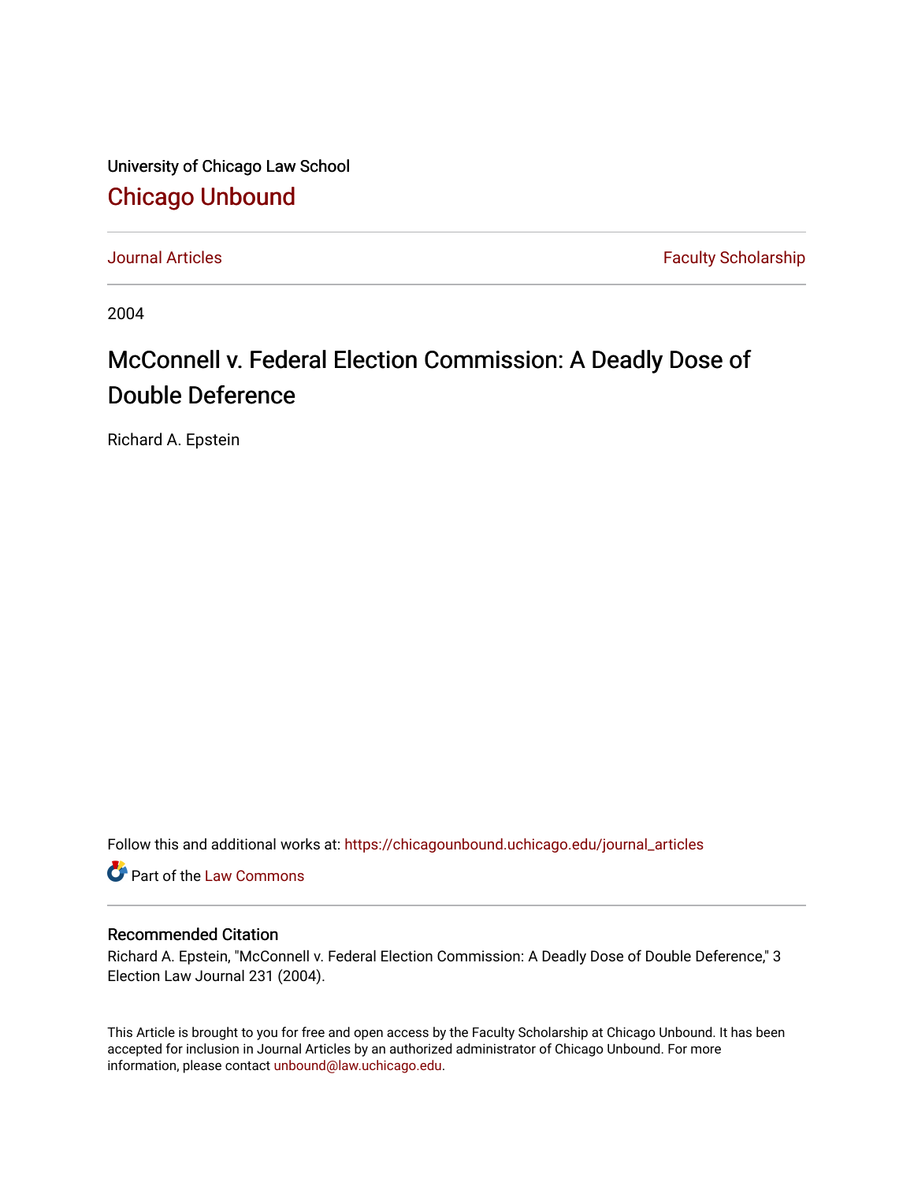University of Chicago Law School

## Chicago Unbound

Journal Articles | Faculty Scholarship

2004

# McConnell v. Federal Election Commission: A Deadly Dose of Double Deference

Richard A. Epstein

Follow this and additional works at: https://chicagounbound.uchicago.edu/journal_articles

Part of the Law Commons

### Recommended Citation

Richard A. Epstein, "McConnell v. Federal Election Commission: A Deadly Dose of Double Deference," 3 Election Law Journal 231 (2004).

This Article is brought to you for free and open access by the Faculty Scholarship at Chicago Unbound. It has been accepted for inclusion in Journal Articles by an authorized administrator of Chicago Unbound. For more information, please contact unbound@law.uchicago.edu.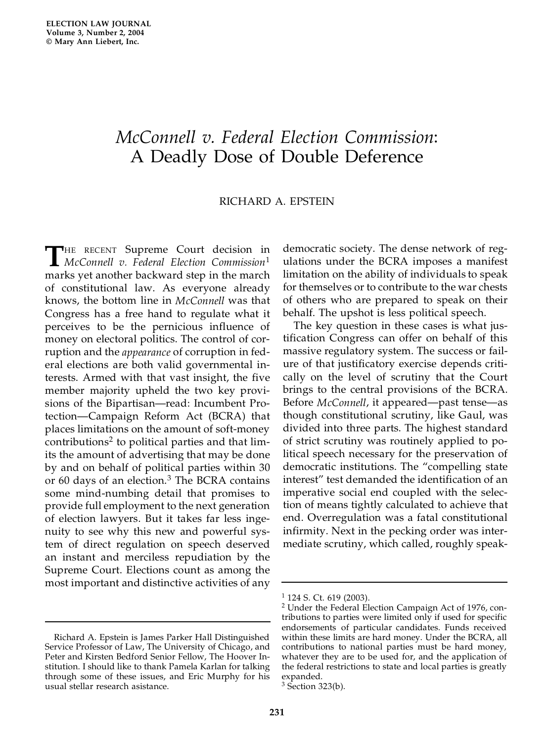# *McConnell v. Federal Election Commission*: A Deadly Dose of Double Deference

RICHARD A. EPSTEIN

THE RECENT Supreme Court decision in *McConnell v. Federal Election Commission*[1] marks yet another backward step in the march of constitutional law. As everyone already knows, the bottom line in *McConnell* was that Congress has a free hand to regulate what it perceives to be the pernicious influence of money on electoral politics. The control of corruption and the *appearance* of corruption in federal elections are both valid governmental interests. Armed with that vast insight, the five member majority upheld the two key provisions of the Bipartisan—read: Incumbent Protection—Campaign Reform Act (BCRA) that places limitations on the amount of soft-money contributions[2] to political parties and that limits the amount of advertising that may be done by and on behalf of political parties within 30 or 60 days of an election.[3] The BCRA contains some mind-numbing detail that promises to provide full employment to the next generation of election lawyers. But it takes far less ingenuity to see why this new and powerful system of direct regulation on speech deserved an instant and merciless repudiation by the Supreme Court. Elections count as among the most important and distinctive activities of any democratic society. The dense network of regulations under the BCRA imposes a manifest limitation on the ability of individuals to speak for themselves or to contribute to the war chests of others who are prepared to speak on their behalf. The upshot is less political speech.

The key question in these cases is what justification Congress can offer on behalf of this massive regulatory system. The success or failure of that justificatory exercise depends critically on the level of scrutiny that the Court brings to the central provisions of the BCRA. Before *McConnell*, it appeared—past tense—as though constitutional scrutiny, like Gaul, was divided into three parts. The highest standard of strict scrutiny was routinely applied to political speech necessary for the preservation of democratic institutions. The "compelling state interest" test demanded the identification of an imperative social end coupled with the selection of means tightly calculated to achieve that end. Overregulation was a fatal constitutional infirmity. Next in the pecking order was intermediate scrutiny, which called, roughly speak-

---

Richard A. Epstein is James Parker Hall Distinguished Service Professor of Law, The University of Chicago, and Peter and Kirsten Bedford Senior Fellow, The Hoover Institution. I should like to thank Pamela Karlan for talking through some of these issues, and Eric Murphy for his usual stellar research asistance.

---

[1] 124 S. Ct. 619 (2003).

[2] Under the Federal Election Campaign Act of 1976, contributions to parties were limited only if used for specific endorsements of particular candidates. Funds received within these limits are hard money. Under the BCRA, all contributions to national parties must be hard money, whatever they are to be used for, and the application of the federal restrictions to state and local parties is greatly expanded.

[3] Section 323(b).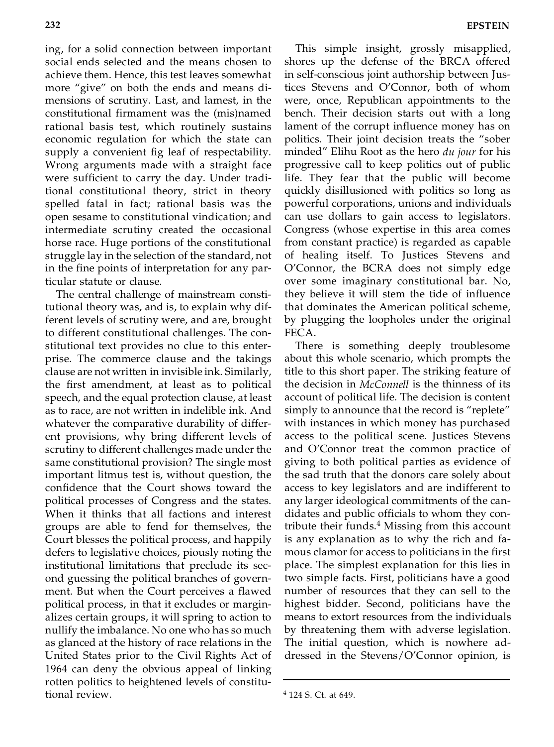ing, for a solid connection between important social ends selected and the means chosen to achieve them. Hence, this test leaves somewhat more "give" on both the ends and means dimensions of scrutiny. Last, and lamest, in the constitutional firmament was the (mis)named rational basis test, which routinely sustains economic regulation for which the state can supply a convenient fig leaf of respectability. Wrong arguments made with a straight face were sufficient to carry the day. Under traditional constitutional theory, strict in theory spelled fatal in fact; rational basis was the open sesame to constitutional vindication; and intermediate scrutiny created the occasional horse race. Huge portions of the constitutional struggle lay in the selection of the standard, not in the fine points of interpretation for any particular statute or clause.

The central challenge of mainstream constitutional theory was, and is, to explain why different levels of scrutiny were, and are, brought to different constitutional challenges. The constitutional text provides no clue to this enterprise. The commerce clause and the takings clause are not written in invisible ink. Similarly, the first amendment, at least as to political speech, and the equal protection clause, at least as to race, are not written in indelible ink. And whatever the comparative durability of different provisions, why bring different levels of scrutiny to different challenges made under the same constitutional provision? The single most important litmus test is, without question, the confidence that the Court shows toward the political processes of Congress and the states. When it thinks that all factions and interest groups are able to fend for themselves, the Court blesses the political process, and happily defers to legislative choices, piously noting the institutional limitations that preclude its second guessing the political branches of government. But when the Court perceives a flawed political process, in that it excludes or marginalizes certain groups, it will spring to action to nullify the imbalance. No one who has so much as glanced at the history of race relations in the United States prior to the Civil Rights Act of 1964 can deny the obvious appeal of linking rotten politics to heightened levels of constitutional review.

This simple insight, grossly misapplied, shores up the defense of the BRCA offered in self-conscious joint authorship between Justices Stevens and O'Connor, both of whom were, once, Republican appointments to the bench. Their decision starts out with a long lament of the corrupt influence money has on politics. Their joint decision treats the "sober minded" Elihu Root as the hero *du jour* for his progressive call to keep politics out of public life. They fear that the public will become quickly disillusioned with politics so long as powerful corporations, unions and individuals can use dollars to gain access to legislators. Congress (whose expertise in this area comes from constant practice) is regarded as capable of healing itself. To Justices Stevens and O'Connor, the BCRA does not simply edge over some imaginary constitutional bar. No, they believe it will stem the tide of influence that dominates the American political scheme, by plugging the loopholes under the original FECA.

There is something deeply troublesome about this whole scenario, which prompts the title to this short paper. The striking feature of the decision in *McConnell* is the thinness of its account of political life. The decision is content simply to announce that the record is "replete" with instances in which money has purchased access to the political scene. Justices Stevens and O'Connor treat the common practice of giving to both political parties as evidence of the sad truth that the donors care solely about access to key legislators and are indifferent to any larger ideological commitments of the candidates and public officials to whom they contribute their funds.[4] Missing from this account is any explanation as to why the rich and famous clamor for access to politicians in the first place. The simplest explanation for this lies in two simple facts. First, politicians have a good number of resources that they can sell to the highest bidder. Second, politicians have the means to extort resources from the individuals by threatening them with adverse legislation. The initial question, which is nowhere addressed in the Stevens/O'Connor opinion, is

[4] 124 S. Ct. at 649.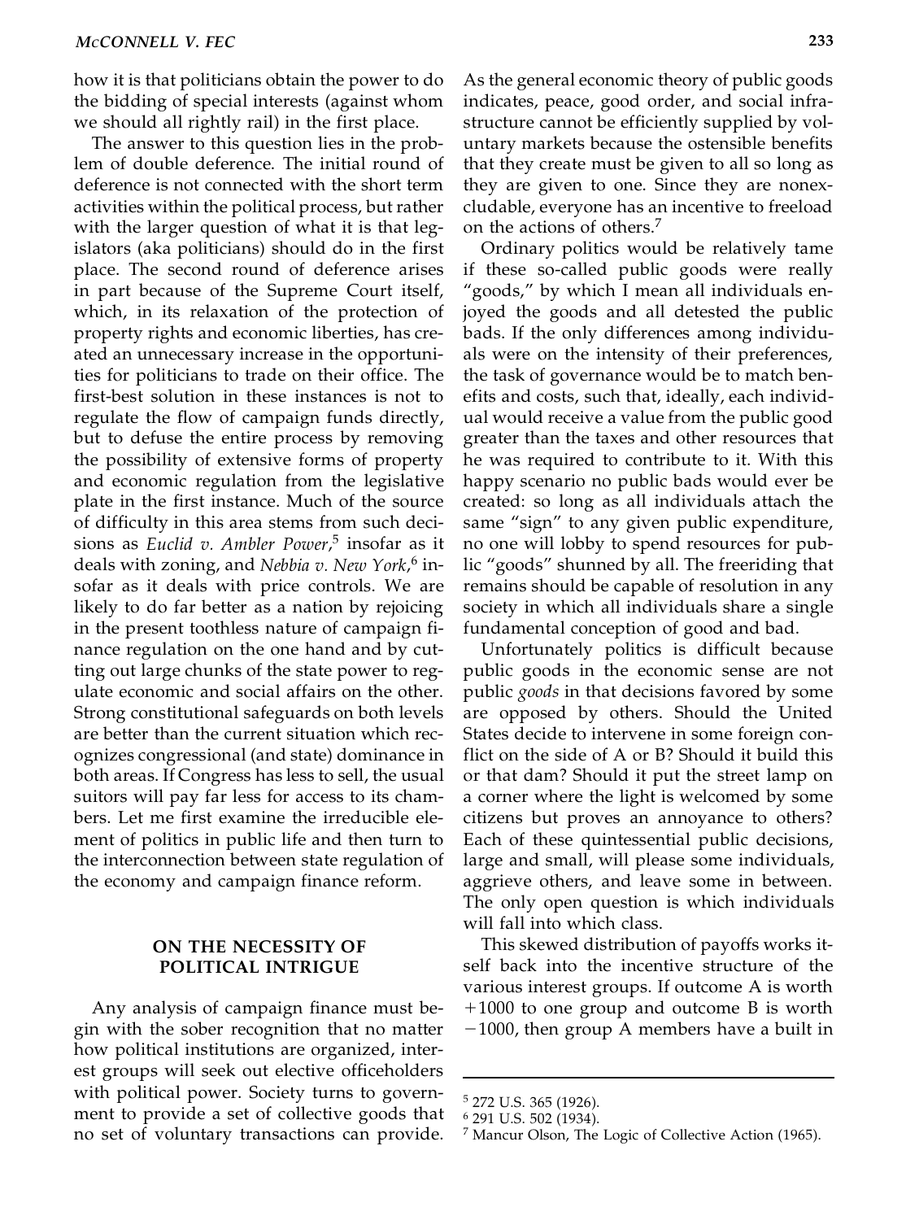how it is that politicians obtain the power to do the bidding of special interests (against whom we should all rightly rail) in the first place.

The answer to this question lies in the problem of double deference. The initial round of deference is not connected with the short term activities within the political process, but rather with the larger question of what it is that legislators (aka politicians) should do in the first place. The second round of deference arises in part because of the Supreme Court itself, which, in its relaxation of the protection of property rights and economic liberties, has created an unnecessary increase in the opportunities for politicians to trade on their office. The first-best solution in these instances is not to regulate the flow of campaign funds directly, but to defuse the entire process by removing the possibility of extensive forms of property and economic regulation from the legislative plate in the first instance. Much of the source of difficulty in this area stems from such decisions as *Euclid v. Ambler Power*,[5] insofar as it deals with zoning, and *Nebbia v. New York*,[6] insofar as it deals with price controls. We are likely to do far better as a nation by rejoicing in the present toothless nature of campaign finance regulation on the one hand and by cutting out large chunks of the state power to regulate economic and social affairs on the other. Strong constitutional safeguards on both levels are better than the current situation which recognizes congressional (and state) dominance in both areas. If Congress has less to sell, the usual suitors will pay far less for access to its chambers. Let me first examine the irreducible element of politics in public life and then turn to the interconnection between state regulation of the economy and campaign finance reform.

## ON THE NECESSITY OF POLITICAL INTRIGUE

Any analysis of campaign finance must begin with the sober recognition that no matter how political institutions are organized, interest groups will seek out elective officeholders with political power. Society turns to government to provide a set of collective goods that no set of voluntary transactions can provide. As the general economic theory of public goods indicates, peace, good order, and social infrastructure cannot be efficiently supplied by voluntary markets because the ostensible benefits that they create must be given to all so long as they are given to one. Since they are nonexcludable, everyone has an incentive to freeload on the actions of others.[7]

Ordinary politics would be relatively tame if these so-called public goods were really "goods," by which I mean all individuals enjoyed the goods and all detested the public bads. If the only differences among individuals were on the intensity of their preferences, the task of governance would be to match benefits and costs, such that, ideally, each individual would receive a value from the public good greater than the taxes and other resources that he was required to contribute to it. With this happy scenario no public bads would ever be created: so long as all individuals attach the same "sign" to any given public expenditure, no one will lobby to spend resources for public "goods" shunned by all. The freeriding that remains should be capable of resolution in any society in which all individuals share a single fundamental conception of good and bad.

Unfortunately politics is difficult because public goods in the economic sense are not public *goods* in that decisions favored by some are opposed by others. Should the United States decide to intervene in some foreign conflict on the side of A or B? Should it build this or that dam? Should it put the street lamp on a corner where the light is welcomed by some citizens but proves an annoyance to others? Each of these quintessential public decisions, large and small, will please some individuals, aggrieve others, and leave some in between. The only open question is which individuals will fall into which class.

This skewed distribution of payoffs works itself back into the incentive structure of the various interest groups. If outcome A is worth +1000 to one group and outcome B is worth −1000, then group A members have a built in

---

[5] 272 U.S. 365 (1926).

[6] 291 U.S. 502 (1934).

[7] Mancur Olson, The Logic of Collective Action (1965).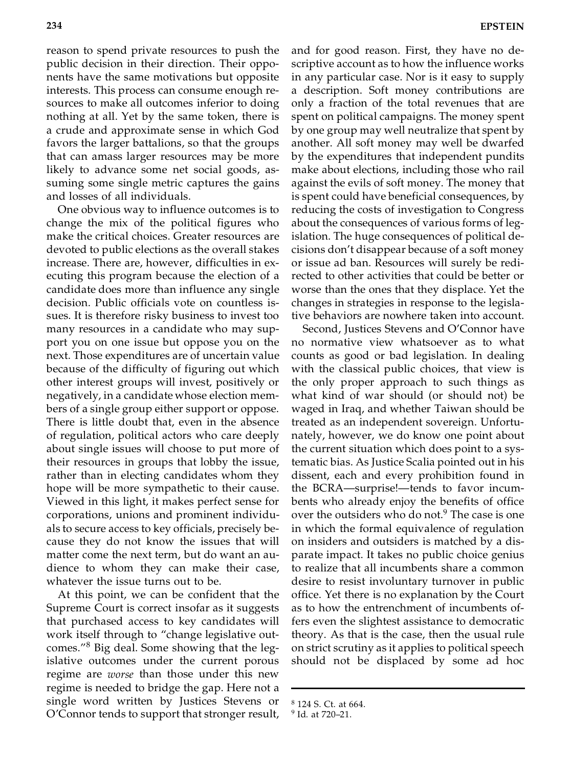reason to spend private resources to push the public decision in their direction. Their opponents have the same motivations but opposite interests. This process can consume enough resources to make all outcomes inferior to doing nothing at all. Yet by the same token, there is a crude and approximate sense in which God favors the larger battalions, so that the groups that can amass larger resources may be more likely to advance some net social goods, assuming some single metric captures the gains and losses of all individuals.

One obvious way to influence outcomes is to change the mix of the political figures who make the critical choices. Greater resources are devoted to public elections as the overall stakes increase. There are, however, difficulties in executing this program because the election of a candidate does more than influence any single decision. Public officials vote on countless issues. It is therefore risky business to invest too many resources in a candidate who may support you on one issue but oppose you on the next. Those expenditures are of uncertain value because of the difficulty of figuring out which other interest groups will invest, positively or negatively, in a candidate whose election members of a single group either support or oppose. There is little doubt that, even in the absence of regulation, political actors who care deeply about single issues will choose to put more of their resources in groups that lobby the issue, rather than in electing candidates whom they hope will be more sympathetic to their cause. Viewed in this light, it makes perfect sense for corporations, unions and prominent individuals to secure access to key officials, precisely because they do not know the issues that will matter come the next term, but do want an audience to whom they can make their case, whatever the issue turns out to be.

At this point, we can be confident that the Supreme Court is correct insofar as it suggests that purchased access to key candidates will work itself through to "change legislative outcomes."[8] Big deal. Some showing that the legislative outcomes under the current porous regime are *worse* than those under this new regime is needed to bridge the gap. Here not a single word written by Justices Stevens or O'Connor tends to support that stronger result, and for good reason. First, they have no descriptive account as to how the influence works in any particular case. Nor is it easy to supply a description. Soft money contributions are only a fraction of the total revenues that are spent on political campaigns. The money spent by one group may well neutralize that spent by another. All soft money may well be dwarfed by the expenditures that independent pundits make about elections, including those who rail against the evils of soft money. The money that is spent could have beneficial consequences, by reducing the costs of investigation to Congress about the consequences of various forms of legislation. The huge consequences of political decisions don't disappear because of a soft money or issue ad ban. Resources will surely be redirected to other activities that could be better or worse than the ones that they displace. Yet the changes in strategies in response to the legislative behaviors are nowhere taken into account.

Second, Justices Stevens and O'Connor have no normative view whatsoever as to what counts as good or bad legislation. In dealing with the classical public choices, that view is the only proper approach to such things as what kind of war should (or should not) be waged in Iraq, and whether Taiwan should be treated as an independent sovereign. Unfortunately, however, we do know one point about the current situation which does point to a systematic bias. As Justice Scalia pointed out in his dissent, each and every prohibition found in the BCRA—surprise!—tends to favor incumbents who already enjoy the benefits of office over the outsiders who do not.[9] The case is one in which the formal equivalence of regulation on insiders and outsiders is matched by a disparate impact. It takes no public choice genius to realize that all incumbents share a common desire to resist involuntary turnover in public office. Yet there is no explanation by the Court as to how the entrenchment of incumbents offers even the slightest assistance to democratic theory. As that is the case, then the usual rule on strict scrutiny as it applies to political speech should not be displaced by some ad hoc

---

[8] 124 S. Ct. at 664.

[9] Id. at 720–21.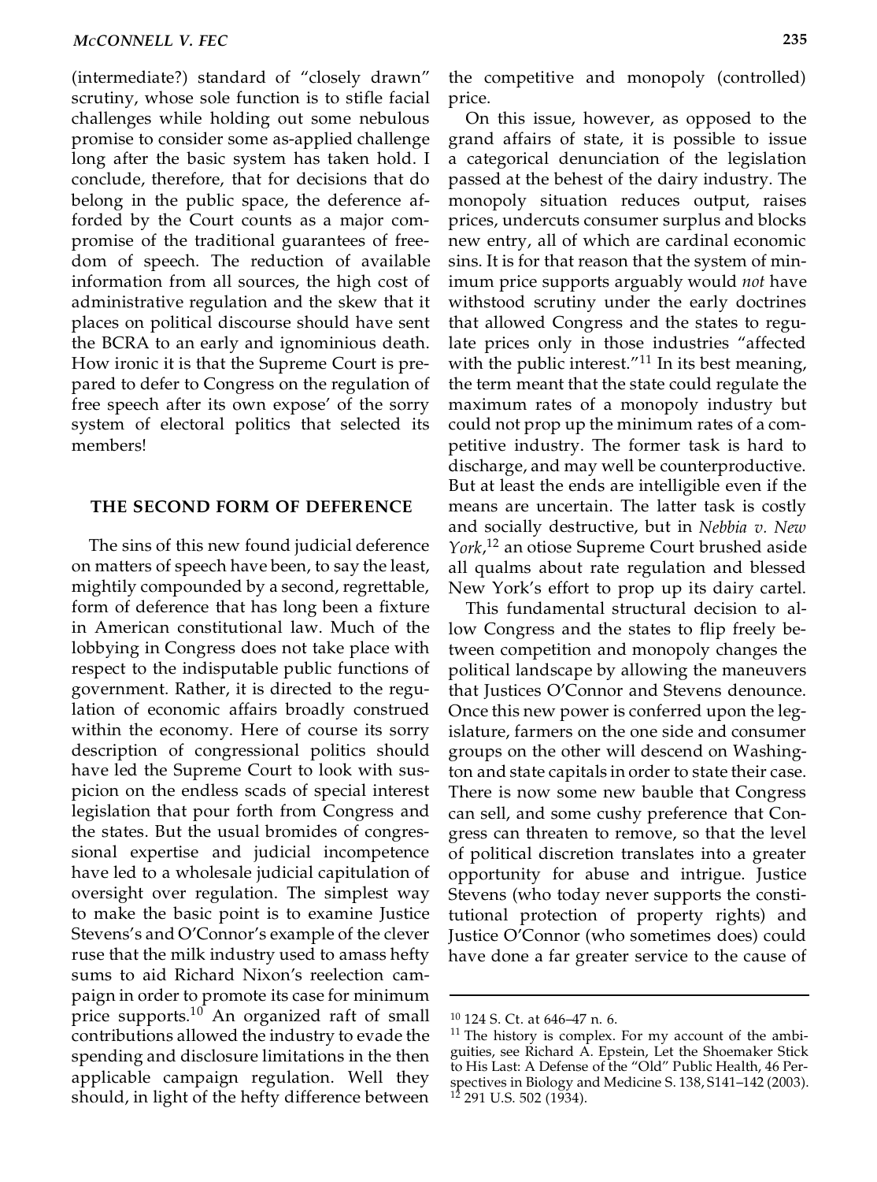(intermediate?) standard of "closely drawn" scrutiny, whose sole function is to stifle facial challenges while holding out some nebulous promise to consider some as-applied challenge long after the basic system has taken hold. I conclude, therefore, that for decisions that do belong in the public space, the deference afforded by the Court counts as a major compromise of the traditional guarantees of freedom of speech. The reduction of available information from all sources, the high cost of administrative regulation and the skew that it places on political discourse should have sent the BCRA to an early and ignominious death. How ironic it is that the Supreme Court is prepared to defer to Congress on the regulation of free speech after its own expose' of the sorry system of electoral politics that selected its members!

## THE SECOND FORM OF DEFERENCE

The sins of this new found judicial deference on matters of speech have been, to say the least, mightily compounded by a second, regrettable, form of deference that has long been a fixture in American constitutional law. Much of the lobbying in Congress does not take place with respect to the indisputable public functions of government. Rather, it is directed to the regulation of economic affairs broadly construed within the economy. Here of course its sorry description of congressional politics should have led the Supreme Court to look with suspicion on the endless scads of special interest legislation that pour forth from Congress and the states. But the usual bromides of congressional expertise and judicial incompetence have led to a wholesale judicial capitulation of oversight over regulation. The simplest way to make the basic point is to examine Justice Stevens's and O'Connor's example of the clever ruse that the milk industry used to amass hefty sums to aid Richard Nixon's reelection campaign in order to promote its case for minimum price supports.[10] An organized raft of small contributions allowed the industry to evade the spending and disclosure limitations in the then applicable campaign regulation. Well they should, in light of the hefty difference between the competitive and monopoly (controlled) price.

On this issue, however, as opposed to the grand affairs of state, it is possible to issue a categorical denunciation of the legislation passed at the behest of the dairy industry. The monopoly situation reduces output, raises prices, undercuts consumer surplus and blocks new entry, all of which are cardinal economic sins. It is for that reason that the system of minimum price supports arguably would *not* have withstood scrutiny under the early doctrines that allowed Congress and the states to regulate prices only in those industries "affected with the public interest."[11] In its best meaning, the term meant that the state could regulate the maximum rates of a monopoly industry but could not prop up the minimum rates of a competitive industry. The former task is hard to discharge, and may well be counterproductive. But at least the ends are intelligible even if the means are uncertain. The latter task is costly and socially destructive, but in *Nebbia v. New York*,[12] an otiose Supreme Court brushed aside all qualms about rate regulation and blessed New York's effort to prop up its dairy cartel.

This fundamental structural decision to allow Congress and the states to flip freely between competition and monopoly changes the political landscape by allowing the maneuvers that Justices O'Connor and Stevens denounce. Once this new power is conferred upon the legislature, farmers on the one side and consumer groups on the other will descend on Washington and state capitals in order to state their case. There is now some new bauble that Congress can sell, and some cushy preference that Congress can threaten to remove, so that the level of political discretion translates into a greater opportunity for abuse and intrigue. Justice Stevens (who today never supports the constitutional protection of property rights) and Justice O'Connor (who sometimes does) could have done a far greater service to the cause of

---

[10] 124 S. Ct. at 646–47 n. 6.

[11] The history is complex. For my account of the ambiguities, see Richard A. Epstein, Let the Shoemaker Stick to His Last: A Defense of the "Old" Public Health, 46 Perspectives in Biology and Medicine S. 138, S141–142 (2003).

[12] 291 U.S. 502 (1934).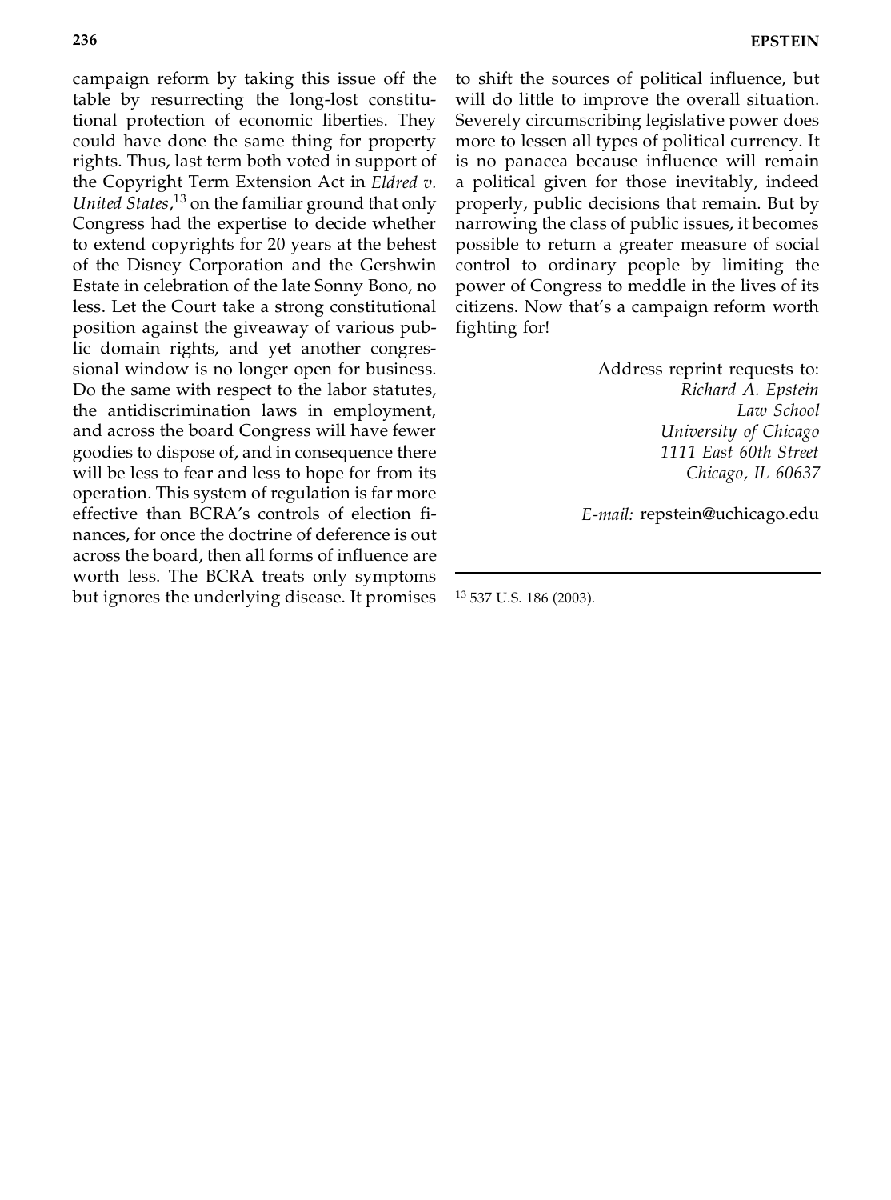campaign reform by taking this issue off the table by resurrecting the long-lost constitutional protection of economic liberties. They could have done the same thing for property rights. Thus, last term both voted in support of the Copyright Term Extension Act in *Eldred v. United States*,[13] on the familiar ground that only Congress had the expertise to decide whether to extend copyrights for 20 years at the behest of the Disney Corporation and the Gershwin Estate in celebration of the late Sonny Bono, no less. Let the Court take a strong constitutional position against the giveaway of various public domain rights, and yet another congressional window is no longer open for business. Do the same with respect to the labor statutes, the antidiscrimination laws in employment, and across the board Congress will have fewer goodies to dispose of, and in consequence there will be less to fear and less to hope for from its operation. This system of regulation is far more effective than BCRA's controls of election finances, for once the doctrine of deference is out across the board, then all forms of influence are worth less. The BCRA treats only symptoms but ignores the underlying disease. It promises to shift the sources of political influence, but will do little to improve the overall situation. Severely circumscribing legislative power does more to lessen all types of political currency. It is no panacea because influence will remain a political given for those inevitably, indeed properly, public decisions that remain. But by narrowing the class of public issues, it becomes possible to return a greater measure of social control to ordinary people by limiting the power of Congress to meddle in the lives of its citizens. Now that's a campaign reform worth fighting for!

Address reprint requests to:
*Richard A. Epstein*
*Law School*
*University of Chicago*
*1111 East 60th Street*
*Chicago, IL 60637*

*E-mail:* repstein@uchicago.edu

---

[13] 537 U.S. 186 (2003).